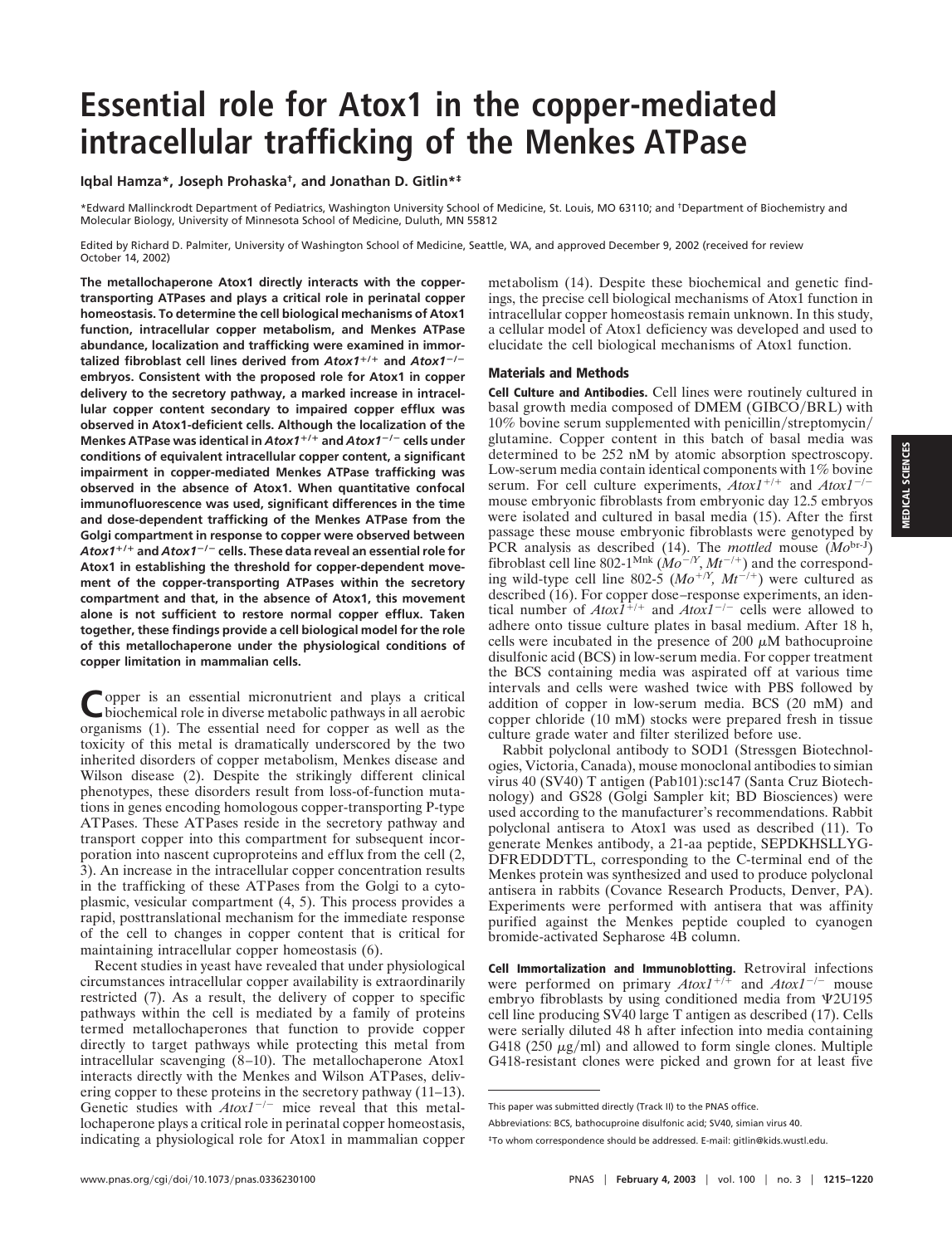# Essential role for Atox1 in the copper-mediated intracellular trafficking of the Menkes ATPase

**Iqbal Hamza\*, Joseph Prohaska†, and Jonathan D. Gitlin\*‡**

\*Edward Mallinckrodt Department of Pediatrics, Washington University School of Medicine, St. Louis, MO 63110; and †Department of Biochemistry and Molecular Biology, University of Minnesota School of Medicine, Duluth, MN 55812

Edited by Richard D. Palmiter, University of Washington School of Medicine, Seattle, WA, and approved December 9, 2002 (received for review October 14, 2002)

**The metallochaperone Atox1 directly interacts with the copper-transporting ATPases and plays a critical role in perinatal copper homeostasis. To determine the cell biological mechanisms of Atox1 function, intracellular copper metabolism, and Menkes ATPase abundance, localization and trafficking were examined in immortalized fibroblast cell lines derived from *Atox1*$^{+/+}$ and *Atox1*$^{-/-}$ embryos. Consistent with the proposed role for Atox1 in copper delivery to the secretory pathway, a marked increase in intracellular copper content secondary to impaired copper efflux was observed in Atox1-deficient cells. Although the localization of the Menkes ATPase was identical in *Atox1*$^{+/+}$ and *Atox1*$^{-/-}$ cells under conditions of equivalent intracellular copper content, a significant impairment in copper-mediated Menkes ATPase trafficking was observed in the absence of Atox1. When quantitative confocal immunofluorescence was used, significant differences in the time and dose-dependent trafficking of the Menkes ATPase from the Golgi compartment in response to copper were observed between *Atox1*$^{+/+}$ and *Atox1*$^{-/-}$ cells. These data reveal an essential role for Atox1 in establishing the threshold for copper-dependent movement of the copper-transporting ATPases within the secretory compartment and that, in the absence of Atox1, this movement alone is not sufficient to restore normal copper efflux. Taken together, these findings provide a cell biological model for the role of this metallochaperone under the physiological conditions of copper limitation in mammalian cells.**

Copper is an essential micronutrient and plays a critical biochemical role in diverse metabolic pathways in all aerobic organisms (1). The essential need for copper as well as the toxicity of this metal is dramatically underscored by the two inherited disorders of copper metabolism, Menkes disease and Wilson disease (2). Despite the strikingly different clinical phenotypes, these disorders result from loss-of-function mutations in genes encoding homologous copper-transporting P-type ATPases. These ATPases reside in the secretory pathway and transport copper into this compartment for subsequent incorporation into nascent cuproproteins and efflux from the cell (2, 3). An increase in the intracellular copper concentration results in the trafficking of these ATPases from the Golgi to a cytoplasmic, vesicular compartment (4, 5). This process provides a rapid, posttranslational mechanism for the immediate response of the cell to changes in copper content that is critical for maintaining intracellular copper homeostasis (6).

Recent studies in yeast have revealed that under physiological circumstances intracellular copper availability is extraordinarily restricted (7). As a result, the delivery of copper to specific pathways within the cell is mediated by a family of proteins termed metallochaperones that function to provide copper directly to target pathways while protecting this metal from intracellular scavenging (8–10). The metallochaperone Atox1 interacts directly with the Menkes and Wilson ATPases, delivering copper to these proteins in the secretory pathway (11–13). Genetic studies with *Atox1*$^{-/-}$ mice reveal that this metallochaperone plays a critical role in perinatal copper homeostasis, indicating a physiological role for Atox1 in mammalian copper metabolism (14). Despite these biochemical and genetic findings, the precise cell biological mechanisms of Atox1 function in intracellular copper homeostasis remain unknown. In this study, a cellular model of Atox1 deficiency was developed and used to elucidate the cell biological mechanisms of Atox1 function.

## Materials and Methods

**Cell Culture and Antibodies.** Cell lines were routinely cultured in basal growth media composed of DMEM (GIBCO/BRL) with 10% bovine serum supplemented with penicillin/streptomycin/glutamine. Copper content in this batch of basal media was determined to be 252 nM by atomic absorption spectroscopy. Low-serum media contain identical components with 1% bovine serum. For cell culture experiments, *Atox1*$^{+/+}$ and *Atox1*$^{-/-}$ mouse embryonic fibroblasts from embryonic day 12.5 embryos were isolated and cultured in basal media (15). After the first passage these mouse embryonic fibroblasts were genotyped by PCR analysis as described (14). The *mottled* mouse (*Mo*$^{br\text{-}J}$) fibroblast cell line 802-1$^{Mnk}$ (*Mo*$^{-/Y}$, *Mt*$^{-/+}$) and the corresponding wild-type cell line 802-5 (*Mo*$^{+/Y}$, *Mt*$^{-/+}$) were cultured as described (16). For copper dose–response experiments, an identical number of *Atox1*$^{+/+}$ and *Atox1*$^{-/-}$ cells were allowed to adhere onto tissue culture plates in basal medium. After 18 h, cells were incubated in the presence of 200 μM bathocuproine disulfonic acid (BCS) in low-serum media. For copper treatment the BCS containing media was aspirated off at various time intervals and cells were washed twice with PBS followed by addition of copper in low-serum media. BCS (20 mM) and copper chloride (10 mM) stocks were prepared fresh in tissue culture grade water and filter sterilized before use.

Rabbit polyclonal antibody to SOD1 (Stressgen Biotechnologies, Victoria, Canada), mouse monoclonal antibodies to simian virus 40 (SV40) T antigen (Pab101):sc147 (Santa Cruz Biotechnology) and GS28 (Golgi Sampler kit; BD Biosciences) were used according to the manufacturer's recommendations. Rabbit polyclonal antisera to Atox1 was used as described (11). To generate Menkes antibody, a 21-aa peptide, SEPDKHSLLYGDFREDDDTTL, corresponding to the C-terminal end of the Menkes protein was synthesized and used to produce polyclonal antisera in rabbits (Covance Research Products, Denver, PA). Experiments were performed with antisera that was affinity purified against the Menkes peptide coupled to cyanogen bromide-activated Sepharose 4B column.

**Cell Immortalization and Immunoblotting.** Retroviral infections were performed on primary *Atox1*$^{+/+}$ and *Atox1*$^{-/-}$ mouse embryo fibroblasts by using conditioned media from Ψ2U195 cell line producing SV40 large T antigen as described (17). Cells were serially diluted 48 h after infection into media containing G418 (250 μg/ml) and allowed to form single clones. Multiple G418-resistant clones were picked and grown for at least five

This paper was submitted directly (Track II) to the PNAS office.

Abbreviations: BCS, bathocuproine disulfonic acid; SV40, simian virus 40.

‡To whom correspondence should be addressed. E-mail: gitlin@kids.wustl.edu.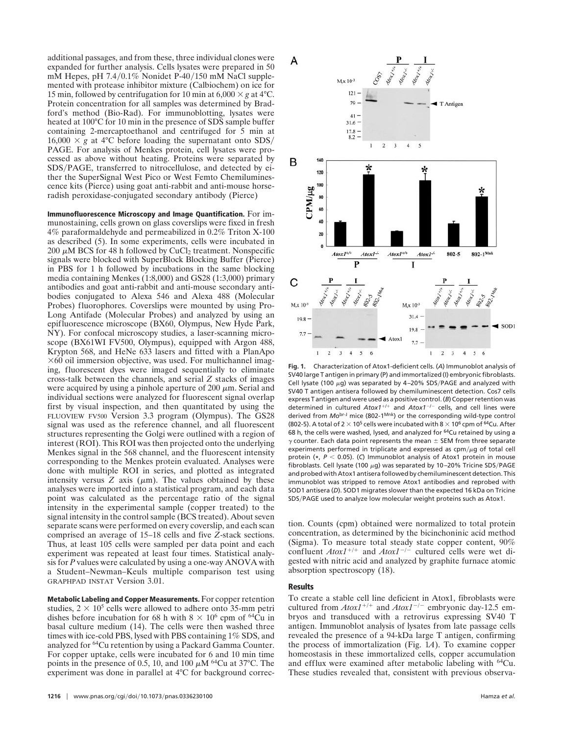additional passages, and from these, three individual clones were expanded for further analysis. Cells lysates were prepared in 50 mM Hepes, pH 7.4/0.1% Nonidet P-40/150 mM NaCl supplemented with protease inhibitor mixture (Calbiochem) on ice for 15 min, followed by centrifugation for 10 min at 6,000 × *g* at 4°C. Protein concentration for all samples was determined by Bradford's method (Bio-Rad). For immunoblotting, lysates were heated at 100°C for 10 min in the presence of SDS sample buffer containing 2-mercaptoethanol and centrifuged for 5 min at 16,000 × *g* at 4°C before loading the supernatant onto SDS/PAGE. For analysis of Menkes protein, cell lysates were processed as above without heating. Proteins were separated by SDS/PAGE, transferred to nitrocellulose, and detected by either the SuperSignal West Pico or West Femto Chemiluminescence kits (Pierce) using goat anti-rabbit and anti-mouse horseradish peroxidase-conjugated secondary antibody (Pierce)

**Immunofluorescence Microscopy and Image Quantification.** For immunostaining, cells grown on glass coverslips were fixed in fresh 4% paraformaldehyde and permeabilized in 0.2% Triton X-100 as described (5). In some experiments, cells were incubated in 200 μM BCS for 48 h followed by $CuCl_2$ treatment. Nonspecific signals were blocked with SuperBlock Blocking Buffer (Pierce) in PBS for 1 h followed by incubations in the same blocking media containing Menkes (1:8,000) and GS28 (1:3,000) primary antibodies and goat anti-rabbit and anti-mouse secondary antibodies conjugated to Alexa 546 and Alexa 488 (Molecular Probes) fluorophores. Coverslips were mounted by using Pro-Long Antifade (Molecular Probes) and analyzed by using an epifluorescence microscope (BX60, Olympus, New Hyde Park, NY). For confocal microscopy studies, a laser-scanning microscope (BX61WI FV500, Olympus), equipped with Argon 488, Krypton 568, and HeNe 633 lasers and fitted with a PlanApo ×60 oil immersion objective, was used. For multichannel imaging, fluorescent dyes were imaged sequentially to eliminate cross-talk between the channels, and serial *Z* stacks of images were acquired by using a pinhole aperture of 200 μm. Serial and individual sections were analyzed for fluorescent signal overlap first by visual inspection, and then quantitated by using the FLUOVIEW FV500 Version 3.3 program (Olympus). The GS28 signal was used as the reference channel, and all fluorescent structures representing the Golgi were outlined with a region of interest (ROI). This ROI was then projected onto the underlying Menkes signal in the 568 channel, and the fluorescent intensity corresponding to the Menkes protein evaluated. Analyses were done with multiple ROI in series, and plotted as integrated intensity versus *Z* axis (μm). The values obtained by these analyses were imported into a statistical program, and each data point was calculated as the percentage ratio of the signal intensity in the experimental sample (copper treated) to the signal intensity in the control sample (BCS treated). About seven separate scans were performed on every coverslip, and each scan comprised an average of 15–18 cells and five *Z*-stack sections. Thus, at least 105 cells were sampled per data point and each experiment was repeated at least four times. Statistical analysis for *P* values were calculated by using a one-way ANOVA with a Student–Newman–Keuls multiple comparison test using GRAPHPAD INSTAT Version 3.01.

**Metabolic Labeling and Copper Measurements.** For copper retention studies, $2 \times 10^5$ cells were allowed to adhere onto 35-mm petri dishes before incubation for 68 h with $8 \times 10^6$ cpm of $^{64}$Cu in basal culture medium (14). The cells were then washed three times with ice-cold PBS, lysed with PBS containing 1% SDS, and analyzed for $^{64}$Cu retention by using a Packard Gamma Counter. For copper uptake, cells were incubated for 6 and 10 min time points in the presence of 0.5, 10, and 100 μM $^{64}$Cu at 37°C. The experiment was done in parallel at 4°C for background correction. Counts (cpm) obtained were normalized to total protein concentration, as determined by the bicinchoninic acid method (Sigma). To measure total steady state copper content, 90% confluent *Atox1*$^{+/+}$ and *Atox1*$^{-/-}$ cultured cells were wet digested with nitric acid and analyzed by graphite furnace atomic absorption spectroscopy (18).

**Fig. 1.** Characterization of Atox1-deficient cells. (*A*) Immunoblot analysis of SV40 large T antigen in primary (P) and immortalized (I) embryonic fibroblasts. Cell lysate (100 μg) was separated by 4–20% SDS/PAGE and analyzed with SV40 T antigen antisera followed by chemiluminescent detection. Cos7 cells express T antigen and were used as a positive control. (*B*) Copper retention was determined in cultured *Atox1*$^{+/+}$ and *Atox1*$^{-/-}$ cells, and cell lines were derived from *Mo*$^{br-J}$ mice (802-1$^{Mnk}$) or the corresponding wild-type control (802-5). A total of $2 \times 10^5$ cells were incubated with $8 \times 10^6$ cpm of $^{64}$Cu. After 68 h, the cells were washed, lysed, and analyzed for $^{64}$Cu retained by using a γ counter. Each data point represents the mean ± SEM from three separate experiments performed in triplicate and expressed as cpm/μg of total cell protein (*, $P < 0.05$). (*C*) Immunoblot analysis of Atox1 protein in mouse fibroblasts. Cell lysate (100 μg) was separated by 10–20% Tricine SDS/PAGE and probed with Atox1 antisera followed by chemiluminescent detection. This immunoblot was stripped to remove Atox1 antibodies and reprobed with SOD1 antisera (*D*). SOD1 migrates slower than the expected 16 kDa on Tricine SDS/PAGE used to analyze low molecular weight proteins such as Atox1.

## Results

To create a stable cell line deficient in Atox1, fibroblasts were cultured from *Atox1*$^{+/+}$ and *Atox1*$^{-/-}$ embryonic day-12.5 embryos and transduced with a retrovirus expressing SV40 T antigen. Immunoblot analysis of lysates from late passage cells revealed the presence of a 94-kDa large T antigen, confirming the process of immortalization (Fig. 1*A*). To examine copper homeostasis in these immortalized cells, copper accumulation and efflux were examined after metabolic labeling with $^{64}$Cu. These studies revealed that, consistent with previous observa-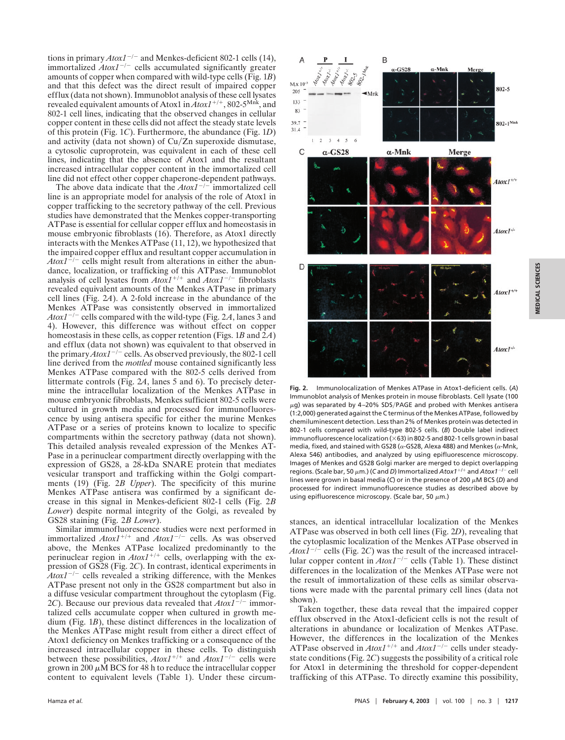tions in primary $Atox1^{-/-}$ and Menkes-deficient 802-1 cells (14), immortalized $Atox1^{-/-}$ cells accumulated significantly greater amounts of copper when compared with wild-type cells (Fig. 1*B*) and that this defect was the direct result of impaired copper efflux (data not shown). Immunoblot analysis of these cell lysates revealed equivalent amounts of Atox1 in $Atox1^{+/+}$, 802-5$^{Mnk}$, and 802-1 cell lines, indicating that the observed changes in cellular copper content in these cells did not affect the steady state levels of this protein (Fig. 1*C*). Furthermore, the abundance (Fig. 1*D*) and activity (data not shown) of Cu/Zn superoxide dismutase, a cytosolic cuproprotein, was equivalent in each of these cell lines, indicating that the absence of Atox1 and the resultant increased intracellular copper content in the immortalized cell line did not effect other copper chaperone-dependent pathways.

The above data indicate that the $Atox1^{-/-}$ immortalized cell line is an appropriate model for analysis of the role of Atox1 in copper trafficking to the secretory pathway of the cell. Previous studies have demonstrated that the Menkes copper-transporting ATPase is essential for cellular copper efflux and homeostasis in mouse embryonic fibroblasts (16). Therefore, as Atox1 directly interacts with the Menkes ATPase (11, 12), we hypothesized that the impaired copper efflux and resultant copper accumulation in $Atox1^{-/-}$ cells might result from alterations in either the abundance, localization, or trafficking of this ATPase. Immunoblot analysis of cell lysates from $Atox1^{+/+}$ and $Atox1^{-/-}$ fibroblasts revealed equivalent amounts of the Menkes ATPase in primary cell lines (Fig. 2*A*). A 2-fold increase in the abundance of the Menkes ATPase was consistently observed in immortalized $Atox1^{-/-}$ cells compared with the wild-type (Fig. 2*A*, lanes 3 and 4). However, this difference was without effect on copper homeostasis in these cells, as copper retention (Figs. 1*B* and 2*A*) and efflux (data not shown) was equivalent to that observed in the primary $Atox1^{-/-}$ cells. As observed previously, the 802-1 cell line derived from the *mottled* mouse contained significantly less Menkes ATPase compared with the 802-5 cells derived from littermate controls (Fig. 2*A*, lanes 5 and 6). To precisely determine the intracellular localization of the Menkes ATPase in mouse embryonic fibroblasts, Menkes sufficient 802-5 cells were cultured in growth media and processed for immunofluorescence by using antisera specific for either the murine Menkes ATPase or a series of proteins known to localize to specific compartments within the secretory pathway (data not shown). This detailed analysis revealed expression of the Menkes ATPase in a perinuclear compartment directly overlapping with the expression of GS28, a 28-kDa SNARE protein that mediates vesicular transport and trafficking within the Golgi compartments (19) (Fig. 2*B Upper*). The specificity of this murine Menkes ATPase antisera was confirmed by a significant decrease in this signal in Menkes-deficient 802-1 cells (Fig. 2*B Lower*) despite normal integrity of the Golgi, as revealed by GS28 staining (Fig. 2*B Lower*).

Similar immunofluorescence studies were next performed in immortalized $Atox1^{+/+}$ and $Atox1^{-/-}$ cells. As was observed above, the Menkes ATPase localized predominantly to the perinuclear region in $Atox1^{+/+}$ cells, overlapping with the expression of GS28 (Fig. 2*C*). In contrast, identical experiments in $Atox1^{-/-}$ cells revealed a striking difference, with the Menkes ATPase present not only in the GS28 compartment but also in a diffuse vesicular compartment throughout the cytoplasm (Fig. 2*C*). Because our previous data revealed that $Atox1^{-/-}$ immortalized cells accumulate copper when cultured in growth medium (Fig. 1*B*), these distinct differences in the localization of the Menkes ATPase might result from either a direct effect of Atox1 deficiency on Menkes trafficking or a consequence of the increased intracellular copper in these cells. To distinguish between these possibilities, $Atox1^{+/+}$ and $Atox1^{-/-}$ cells were grown in 200 $\mu$M BCS for 48 h to reduce the intracellular copper content to equivalent levels (Table 1). Under these circumstances, an identical intracellular localization of the Menkes ATPase was observed in both cell lines (Fig. 2*D*), revealing that the cytoplasmic localization of the Menkes ATPase observed in $Atox1^{-/-}$ cells (Fig. 2*C*) was the result of the increased intracellular copper content in $Atox1^{-/-}$ cells (Table 1). These distinct differences in the localization of the Menkes ATPase were not the result of immortalization of these cells as similar observations were made with the parental primary cell lines (data not shown).

Taken together, these data reveal that the impaired copper efflux observed in the Atox1-deficient cells is not the result of alterations in abundance or localization of Menkes ATPase. However, the differences in the localization of the Menkes ATPase observed in $Atox1^{+/+}$ and $Atox1^{-/-}$ cells under steady-state conditions (Fig. 2*C*) suggests the possibility of a critical role for Atox1 in determining the threshold for copper-dependent trafficking of this ATPase. To directly examine this possibility,

**Fig. 2.** Immunolocalization of Menkes ATPase in Atox1-deficient cells. (*A*) Immunoblot analysis of Menkes protein in mouse fibroblasts. Cell lysate (100 $\mu$g) was separated by 4–20% SDS/PAGE and probed with Menkes antisera (1:2,000) generated against the C terminus of the Menkes ATPase, followed by chemiluminescent detection. Less than 2% of Menkes protein was detected in 802-1 cells compared with wild-type 802-5 cells. (*B*) Double label indirect immunofluorescence localization (×63) in 802-5 and 802-1 cells grown in basal media, fixed, and stained with GS28 ($\alpha$-GS28, Alexa 488) and Menkes ($\alpha$-Mnk, Alexa 546) antibodies, and analyzed by using epifluorescence microscopy. Images of Menkes and GS28 Golgi marker are merged to depict overlapping regions. (Scale bar, 50 $\mu$m.) (*C* and *D*) Immortalized $Atox1^{+/+}$ and $Atox1^{-/-}$ cell lines were grown in basal media (*C*) or in the presence of 200 $\mu$M BCS (*D*) and processed for indirect immunofluorescence studies as described above by using epifluorescence microscopy. (Scale bar, 50 $\mu$m.)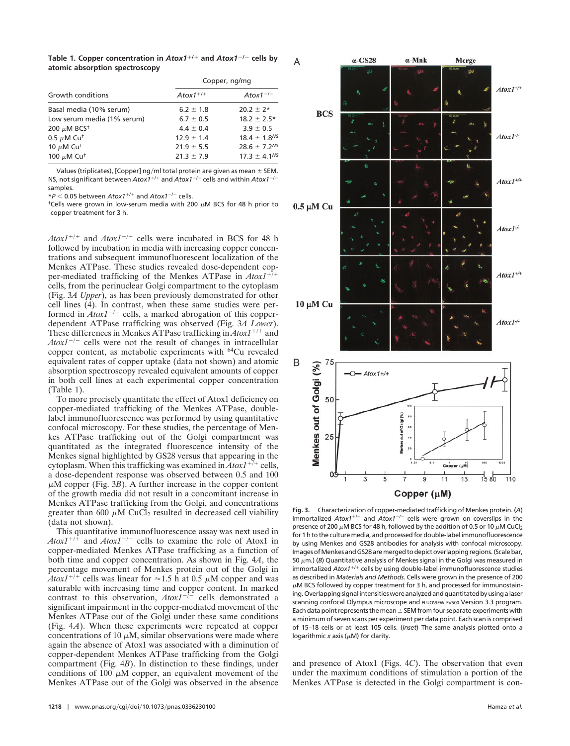**Table 1. Copper concentration in *Atox1*$^{+/+}$ and *Atox1*$^{-/-}$ cells by atomic absorption spectroscopy**

| Growth conditions | Copper, ng/mg | |
|---|---|---|
| | *Atox1*$^{+/+}$ | *Atox1*$^{-/-}$ |
| Basal media (10% serum) | 6.2 ± 1.8 | 20.2 ± 2* |
| Low serum media (1% serum) | 6.7 ± 0.5 | 18.2 ± 2.5* |
| 200 $\mu$M BCS† | 4.4 ± 0.4 | 3.9 ± 0.5 |
| 0.5 $\mu$M Cu† | 12.9 ± 1.4 | 18.4 ± 1.8$^{NS}$ |
| 10 $\mu$M Cu† | 21.9 ± 5.5 | 28.6 ± 7.2$^{NS}$ |
| 100 $\mu$M Cu† | 21.3 ± 7.9 | 17.3 ± 4.1$^{NS}$ |

Values (triplicates), [Copper] ng/ml total protein are given as mean ± SEM. NS, not significant between *Atox1*$^{+/+}$ and *Atox1*$^{-/-}$ cells and within *Atox1*$^{-/-}$ samples.

*$P < 0.05$ between *Atox1*$^{+/+}$ and *Atox1*$^{-/-}$ cells.

†Cells were grown in low-serum media with 200 $\mu$M BCS for 48 h prior to copper treatment for 3 h.

*Atox1*$^{+/+}$ and *Atox1*$^{-/-}$ cells were incubated in BCS for 48 h followed by incubation in media with increasing copper concentrations and subsequent immunofluorescent localization of the Menkes ATPase. These studies revealed dose-dependent copper-mediated trafficking of the Menkes ATPase in *Atox1*$^{+/+}$ cells, from the perinuclear Golgi compartment to the cytoplasm (Fig. 3*A Upper*), as has been previously demonstrated for other cell lines (4). In contrast, when these same studies were performed in *Atox1*$^{-/-}$ cells, a marked abrogation of this copper-dependent ATPase trafficking was observed (Fig. 3*A Lower*). These differences in Menkes ATPase trafficking in *Atox1*$^{+/+}$ and *Atox1*$^{-/-}$ cells were not the result of changes in intracellular copper content, as metabolic experiments with $^{64}$Cu revealed equivalent rates of copper uptake (data not shown) and atomic absorption spectroscopy revealed equivalent amounts of copper in both cell lines at each experimental copper concentration (Table 1).

To more precisely quantitate the effect of Atox1 deficiency on copper-mediated trafficking of the Menkes ATPase, double-label immunofluorescence was performed by using quantitative confocal microscopy. For these studies, the percentage of Menkes ATPase trafficking out of the Golgi compartment was quantitated as the integrated fluorescence intensity of the Menkes signal highlighted by GS28 versus that appearing in the cytoplasm. When this trafficking was examined in *Atox1*$^{+/+}$ cells, a dose-dependent response was observed between 0.5 and 100 $\mu$M copper (Fig. 3*B*). A further increase in the copper content of the growth media did not result in a concomitant increase in Menkes ATPase trafficking from the Golgi, and concentrations greater than 600 $\mu$M $CuCl_2$ resulted in decreased cell viability (data not shown).

This quantitative immunofluorescence assay was next used in *Atox1*$^{+/+}$ and *Atox1*$^{-/-}$ cells to examine the role of Atox1 in copper-mediated Menkes ATPase trafficking as a function of both time and copper concentration. As shown in Fig. 4*A*, the percentage movement of Menkes protein out of the Golgi in *Atox1*$^{+/+}$ cells was linear for ≈1.5 h at 0.5 $\mu$M copper and was saturable with increasing time and copper content. In marked contrast to this observation, *Atox1*$^{-/-}$ cells demonstrated a significant impairment in the copper-mediated movement of the Menkes ATPase out of the Golgi under these same conditions (Fig. 4*A*). When these experiments were repeated at copper concentrations of 10 $\mu$M, similar observations were made where again the absence of Atox1 was associated with a diminution of copper-dependent Menkes ATPase trafficking from the Golgi compartment (Fig. 4*B*). In distinction to these findings, under conditions of 100 $\mu$M copper, an equivalent movement of the Menkes ATPase out of the Golgi was observed in the absence and presence of Atox1 (Figs. 4*C*). The observation that even under the maximum conditions of stimulation a portion of the Menkes ATPase is detected in the Golgi compartment is con-

**Fig. 3.** Characterization of copper-mediated trafficking of Menkes protein. (*A*) Immortalized *Atox1*$^{+/+}$ and *Atox1*$^{-/-}$ cells were grown on coverslips in the presence of 200 $\mu$M BCS for 48 h, followed by the addition of 0.5 or 10 $\mu$M $CuCl_2$ for 1 h to the culture media, and processed for double-label immunofluorescence by using Menkes and GS28 antibodies for analysis with confocal microscopy. Images of Menkes and GS28 are merged to depict overlapping regions. (Scale bar, 50 $\mu$m.) (*B*) Quantitative analysis of Menkes signal in the Golgi was measured in immortalized *Atox1*$^{+/+}$ cells by using double-label immunofluorescence studies as described in *Materials and Methods*. Cells were grown in the presence of 200 $\mu$M BCS followed by copper treatment for 3 h, and processed for immunostaining. Overlapping signal intensities were analyzed and quantitated by using a laser scanning confocal Olympus microscope and FLUOVIEW FV500 Version 3.3 program. Each data point represents the mean ± SEM from four separate experiments with a minimum of seven scans per experiment per data point. Each scan is comprised of 15–18 cells or at least 105 cells. (*Inset*) The same analysis plotted onto a logarithmic *x* axis ($\mu$M) for clarity.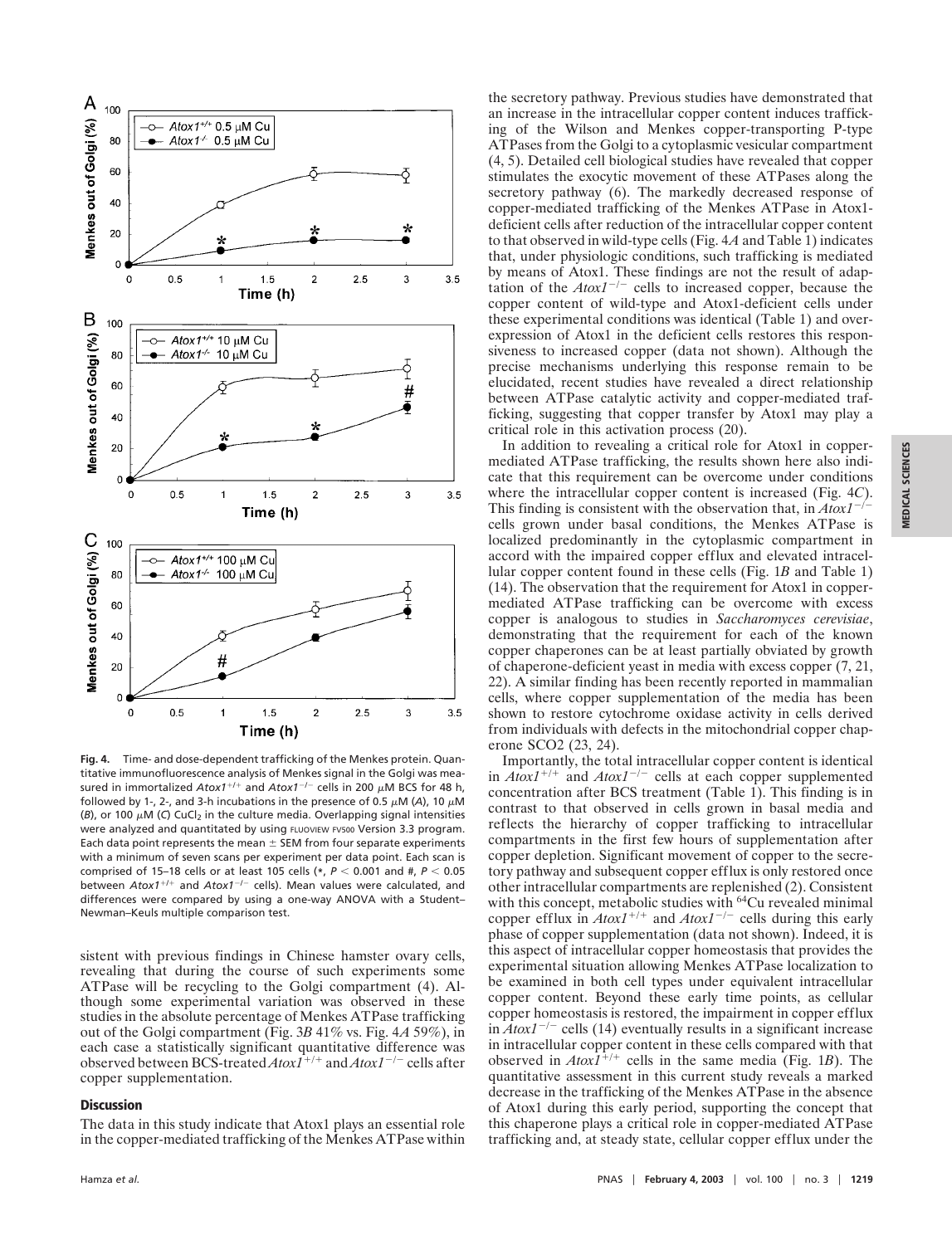**Fig. 4.** Time- and dose-dependent trafficking of the Menkes protein. Quantitative immunofluorescence analysis of Menkes signal in the Golgi was measured in immortalized $Atox1^{+/+}$ and $Atox1^{-/-}$ cells in 200 μM BCS for 48 h, followed by 1-, 2-, and 3-h incubations in the presence of 0.5 μM (*A*), 10 μM (*B*), or 100 μM (*C*) $CuCl_2$ in the culture media. Overlapping signal intensities were analyzed and quantitated by using FLUOVIEW FV500 Version 3.3 program. Each data point represents the mean ± SEM from four separate experiments with a minimum of seven scans per experiment per data point. Each scan is comprised of 15–18 cells or at least 105 cells (*, $P < 0.001$ and #, $P < 0.05$ between $Atox1^{+/+}$ and $Atox1^{-/-}$ cells). Mean values were calculated, and differences were compared by using a one-way ANOVA with a Student–Newman–Keuls multiple comparison test.

sistent with previous findings in Chinese hamster ovary cells, revealing that during the course of such experiments some ATPase will be recycling to the Golgi compartment (4). Although some experimental variation was observed in these studies in the absolute percentage of Menkes ATPase trafficking out of the Golgi compartment (Fig. 3*B* 41% vs. Fig. 4*A* 59%), in each case a statistically significant quantitative difference was observed between BCS-treated $Atox1^{+/+}$ and $Atox1^{-/-}$ cells after copper supplementation.

## Discussion

The data in this study indicate that Atox1 plays an essential role in the copper-mediated trafficking of the Menkes ATPase within the secretory pathway. Previous studies have demonstrated that an increase in the intracellular copper content induces trafficking of the Wilson and Menkes copper-transporting P-type ATPases from the Golgi to a cytoplasmic vesicular compartment (4, 5). Detailed cell biological studies have revealed that copper stimulates the exocytic movement of these ATPases along the secretory pathway (6). The markedly decreased response of copper-mediated trafficking of the Menkes ATPase in Atox1-deficient cells after reduction of the intracellular copper content to that observed in wild-type cells (Fig. 4*A* and Table 1) indicates that, under physiologic conditions, such trafficking is mediated by means of Atox1. These findings are not the result of adaptation of the $Atox1^{-/-}$ cells to increased copper, because the copper content of wild-type and Atox1-deficient cells under these experimental conditions was identical (Table 1) and overexpression of Atox1 in the deficient cells restores this responsiveness to increased copper (data not shown). Although the precise mechanisms underlying this response remain to be elucidated, recent studies have revealed a direct relationship between ATPase catalytic activity and copper-mediated trafficking, suggesting that copper transfer by Atox1 may play a critical role in this activation process (20).

In addition to revealing a critical role for Atox1 in copper-mediated ATPase trafficking, the results shown here also indicate that this requirement can be overcome under conditions where the intracellular copper content is increased (Fig. 4*C*). This finding is consistent with the observation that, in $Atox1^{-/-}$ cells grown under basal conditions, the Menkes ATPase is localized predominantly in the cytoplasmic compartment in accord with the impaired copper efflux and elevated intracellular copper content found in these cells (Fig. 1*B* and Table 1) (14). The observation that the requirement for Atox1 in copper-mediated ATPase trafficking can be overcome with excess copper is analogous to studies in *Saccharomyces cerevisiae*, demonstrating that the requirement for each of the known copper chaperones can be at least partially obviated by growth of chaperone-deficient yeast in media with excess copper (7, 21, 22). A similar finding has been recently reported in mammalian cells, where copper supplementation of the media has been shown to restore cytochrome oxidase activity in cells derived from individuals with defects in the mitochondrial copper chaperone SCO2 (23, 24).

Importantly, the total intracellular copper content is identical in $Atox1^{+/+}$ and $Atox1^{-/-}$ cells at each copper supplemented concentration after BCS treatment (Table 1). This finding is in contrast to that observed in cells grown in basal media and reflects the hierarchy of copper trafficking to intracellular compartments in the first few hours of supplementation after copper depletion. Significant movement of copper to the secretory pathway and subsequent copper efflux is only restored once other intracellular compartments are replenished (2). Consistent with this concept, metabolic studies with $^{64}Cu$ revealed minimal copper efflux in $Atox1^{+/+}$ and $Atox1^{-/-}$ cells during this early phase of copper supplementation (data not shown). Indeed, it is this aspect of intracellular copper homeostasis that provides the experimental situation allowing Menkes ATPase localization to be examined in both cell types under equivalent intracellular copper content. Beyond these early time points, as cellular copper homeostasis is restored, the impairment in copper efflux in $Atox1^{-/-}$ cells (14) eventually results in a significant increase in intracellular copper content in these cells compared with that observed in $Atox1^{+/+}$ cells in the same media (Fig. 1*B*). The quantitative assessment in this current study reveals a marked decrease in the trafficking of the Menkes ATPase in the absence of Atox1 during this early period, supporting the concept that this chaperone plays a critical role in copper-mediated ATPase trafficking and, at steady state, cellular copper efflux under the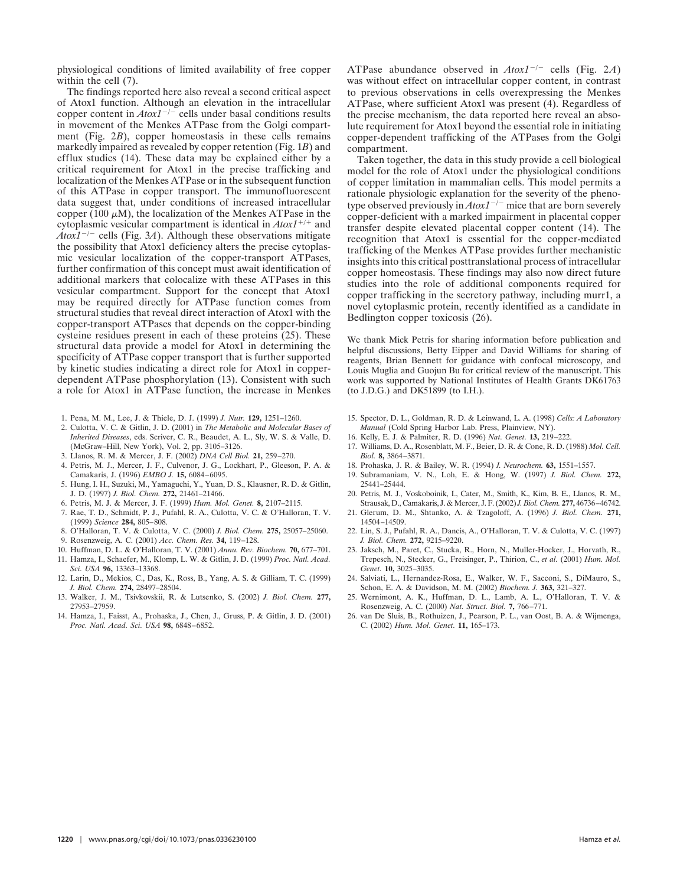physiological conditions of limited availability of free copper within the cell (7).

The findings reported here also reveal a second critical aspect of Atox1 function. Although an elevation in the intracellular copper content in *Atox1*$^{-/-}$ cells under basal conditions results in movement of the Menkes ATPase from the Golgi compartment (Fig. 2*B*), copper homeostasis in these cells remains markedly impaired as revealed by copper retention (Fig. 1*B*) and efflux studies (14). These data may be explained either by a critical requirement for Atox1 in the precise trafficking and localization of the Menkes ATPase or in the subsequent function of this ATPase in copper transport. The immunofluorescent data suggest that, under conditions of increased intracellular copper (100 $\mu$M), the localization of the Menkes ATPase in the cytoplasmic vesicular compartment is identical in *Atox1*$^{+/+}$ and *Atox1*$^{-/-}$ cells (Fig. 3*A*). Although these observations mitigate the possibility that Atox1 deficiency alters the precise cytoplasmic vesicular localization of the copper-transport ATPases, further confirmation of this concept must await identification of additional markers that colocalize with these ATPases in this vesicular compartment. Support for the concept that Atox1 may be required directly for ATPase function comes from structural studies that reveal direct interaction of Atox1 with the copper-transport ATPases that depends on the copper-binding cysteine residues present in each of these proteins (25). These structural data provide a model for Atox1 in determining the specificity of ATPase copper transport that is further supported by kinetic studies indicating a direct role for Atox1 in copper-dependent ATPase phosphorylation (13). Consistent with such a role for Atox1 in ATPase function, the increase in Menkes ATPase abundance observed in *Atox1*$^{-/-}$ cells (Fig. 2*A*) was without effect on intracellular copper content, in contrast to previous observations in cells overexpressing the Menkes ATPase, where sufficient Atox1 was present (4). Regardless of the precise mechanism, the data reported here reveal an absolute requirement for Atox1 beyond the essential role in initiating copper-dependent trafficking of the ATPases from the Golgi compartment.

Taken together, the data in this study provide a cell biological model for the role of Atox1 under the physiological conditions of copper limitation in mammalian cells. This model permits a rationale physiologic explanation for the severity of the phenotype observed previously in *Atox1*$^{-/-}$ mice that are born severely copper-deficient with a marked impairment in placental copper transfer despite elevated placental copper content (14). The recognition that Atox1 is essential for the copper-mediated trafficking of the Menkes ATPase provides further mechanistic insights into this critical posttranslational process of intracellular copper homeostasis. These findings may also now direct future studies into the role of additional components required for copper trafficking in the secretory pathway, including murr1, a novel cytoplasmic protein, recently identified as a candidate in Bedlington copper toxicosis (26).

We thank Mick Petris for sharing information before publication and helpful discussions, Betty Eipper and David Williams for sharing of reagents, Brian Bennett for guidance with confocal microscopy, and Louis Muglia and Guojun Bu for critical review of the manuscript. This work was supported by National Institutes of Health Grants DK61763 (to J.D.G.) and DK51899 (to I.H.).

1. Pena, M. M., Lee, J. & Thiele, D. J. (1999) *J. Nutr.* **129,** 1251–1260.
2. Culotta, V. C. & Gitlin, J. D. (2001) in *The Metabolic and Molecular Bases of Inherited Diseases*, eds. Scriver, C. R., Beaudet, A. L., Sly, W. S. & Valle, D. (McGraw–Hill, New York), Vol. 2, pp. 3105–3126.
3. Llanos, R. M. & Mercer, J. F. (2002) *DNA Cell Biol.* **21,** 259–270.
4. Petris, M. J., Mercer, J. F., Culvenor, J. G., Lockhart, P., Gleeson, P. A. & Camakaris, J. (1996) *EMBO J.* **15,** 6084–6095.
5. Hung, I. H., Suzuki, M., Yamaguchi, Y., Yuan, D. S., Klausner, R. D. & Gitlin, J. D. (1997) *J. Biol. Chem.* **272,** 21461–21466.
6. Petris, M. J. & Mercer, J. F. (1999) *Hum. Mol. Genet.* **8,** 2107–2115.
7. Rae, T. D., Schmidt, P. J., Pufahl, R. A., Culotta, V. C. & O'Halloran, T. V. (1999) *Science* **284,** 805–808.
8. O'Halloran, T. V. & Culotta, V. C. (2000) *J. Biol. Chem.* **275,** 25057–25060.
9. Rosenzweig, A. C. (2001) *Acc. Chem. Res.* **34,** 119–128.
10. Huffman, D. L. & O'Halloran, T. V. (2001) *Annu. Rev. Biochem.* **70,** 677–701.
11. Hamza, I., Schaefer, M., Klomp, L. W. & Gitlin, J. D. (1999) *Proc. Natl. Acad. Sci. USA* **96,** 13363–13368.
12. Larin, D., Mekios, C., Das, K., Ross, B., Yang, A. S. & Gilliam, T. C. (1999) *J. Biol. Chem.* **274,** 28497–28504.
13. Walker, J. M., Tsivkovskii, R. & Lutsenko, S. (2002) *J. Biol. Chem.* **277,** 27953–27959.
14. Hamza, I., Faisst, A., Prohaska, J., Chen, J., Gruss, P. & Gitlin, J. D. (2001) *Proc. Natl. Acad. Sci. USA* **98,** 6848–6852.
15. Spector, D. L., Goldman, R. D. & Leinwand, L. A. (1998) *Cells: A Laboratory Manual* (Cold Spring Harbor Lab. Press, Plainview, NY).
16. Kelly, E. J. & Palmiter, R. D. (1996) *Nat. Genet.* **13,** 219–222.
17. Williams, D. A., Rosenblatt, M. F., Beier, D. R. & Cone, R. D. (1988) *Mol. Cell. Biol.* **8,** 3864–3871.
18. Prohaska, J. R. & Bailey, W. R. (1994) *J. Neurochem.* **63,** 1551–1557.
19. Subramaniam, V. N., Loh, E. & Hong, W. (1997) *J. Biol. Chem.* **272,** 25441–25444.
20. Petris, M. J., Voskoboinik, I., Cater, M., Smith, K., Kim, B. E., Llanos, R. M., Strausak, D., Camakaris, J. & Mercer, J. F. (2002) *J. Biol. Chem.* **277,** 46736–46742.
21. Glerum, D. M., Shtanko, A. & Tzagoloff, A. (1996) *J. Biol. Chem.* **271,** 14504–14509.
22. Lin, S. J., Pufahl, R. A., Dancis, A., O'Halloran, T. V. & Culotta, V. C. (1997) *J. Biol. Chem.* **272,** 9215–9220.
23. Jaksch, M., Paret, C., Stucka, R., Horn, N., Muller-Hocker, J., Horvath, R., Trepesch, N., Stecker, G., Freisinger, P., Thirion, C., *et al.* (2001) *Hum. Mol. Genet.* **10,** 3025–3035.
24. Salviati, L., Hernandez-Rosa, E., Walker, W. F., Sacconi, S., DiMauro, S., Schon, E. A. & Davidson, M. M. (2002) *Biochem. J.* **363,** 321–327.
25. Wernimont, A. K., Huffman, D. L., Lamb, A. L., O'Halloran, T. V. & Rosenzweig, A. C. (2000) *Nat. Struct. Biol.* **7,** 766–771.
26. van De Sluis, B., Rothuizen, J., Pearson, P. L., van Oost, B. A. & Wijmenga, C. (2002) *Hum. Mol. Genet.* **11,** 165–173.